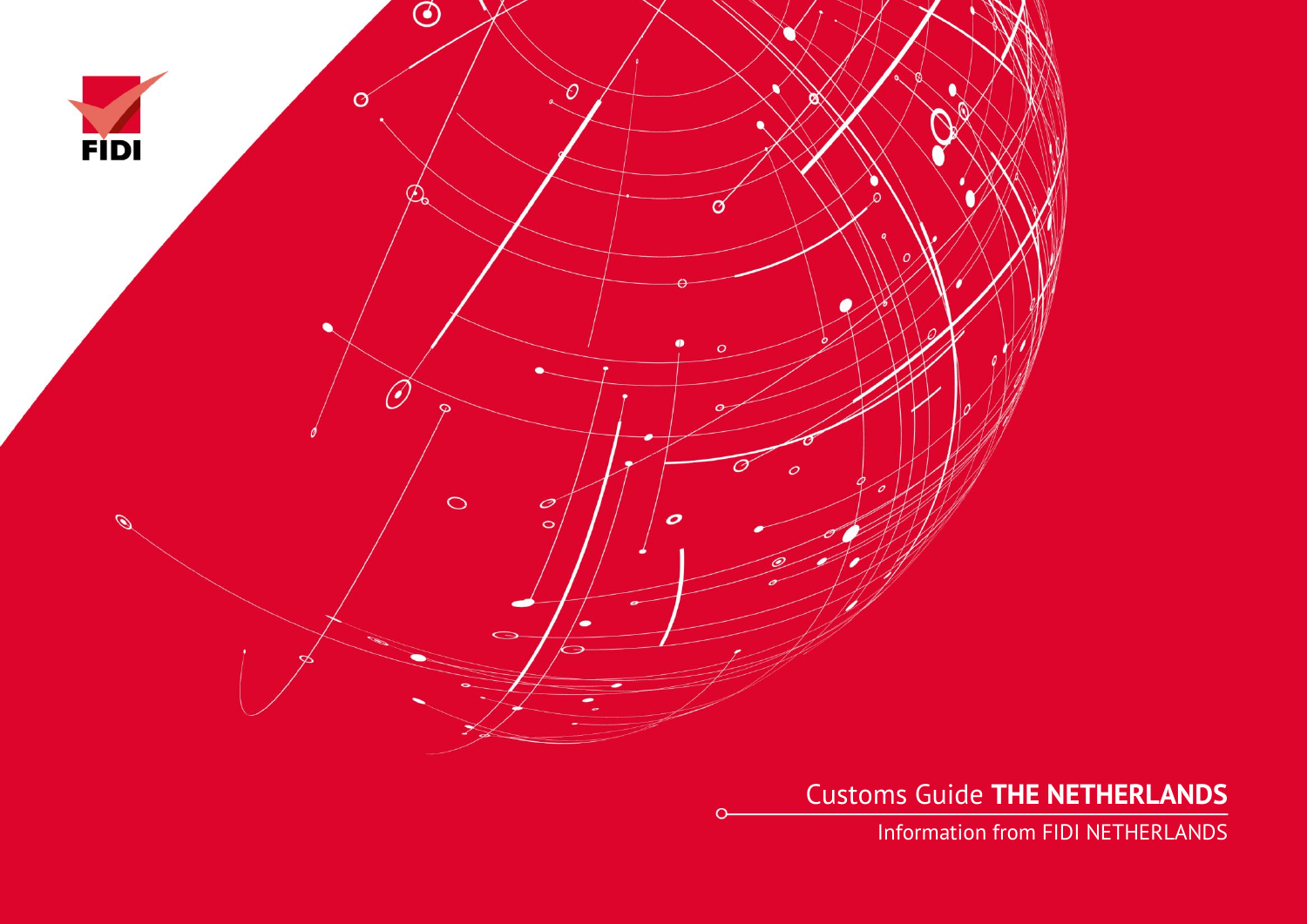FIDI

# Customs Guide **THE NETHERLANDS**

Information from FIDI NETHERLANDS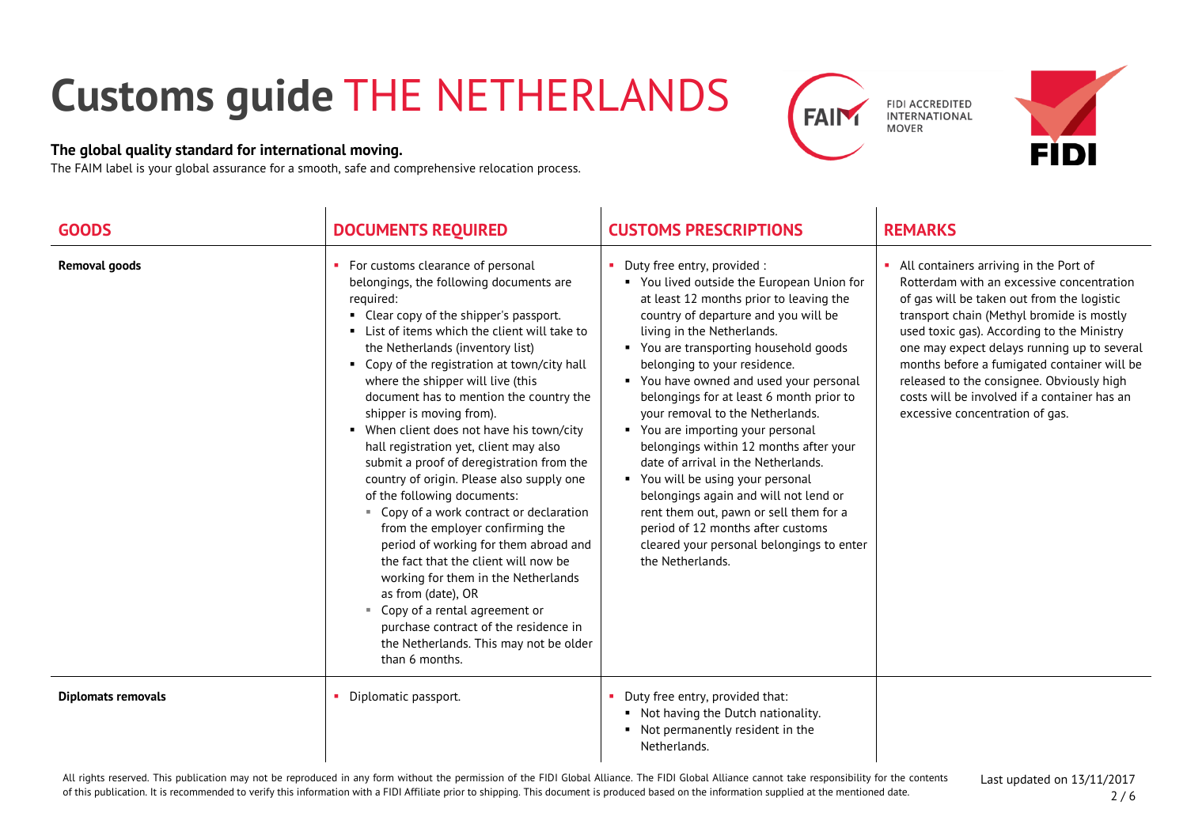# Customs guide THE NETHERLANDS

FIDI ACCREDITED INTERNATIONAL MOVER

**The global quality standard for international moving.**

The FAIM label is your global assurance for a smooth, safe and comprehensive relocation process.

| GOODS | DOCUMENTS REQUIRED | CUSTOMS PRESCRIPTIONS | REMARKS |
|---|---|---|---|
| **Removal goods** | ▪ For customs clearance of personal belongings, the following documents are required:<br>▪ Clear copy of the shipper's passport.<br>▪ List of items which the client will take to the Netherlands (inventory list)<br>▪ Copy of the registration at town/city hall where the shipper will live (this document has to mention the country the shipper is moving from).<br>▪ When client does not have his town/city hall registration yet, client may also submit a proof of deregistration from the country of origin. Please also supply one of the following documents:<br>▪ Copy of a work contract or declaration from the employer confirming the period of working for them abroad and the fact that the client will now be working for them in the Netherlands as from (date), OR<br>▪ Copy of a rental agreement or purchase contract of the residence in the Netherlands. This may not be older than 6 months. | ▪ Duty free entry, provided :<br>▪ You lived outside the European Union for at least 12 months prior to leaving the country of departure and you will be living in the Netherlands.<br>▪ You are transporting household goods belonging to your residence.<br>▪ You have owned and used your personal belongings for at least 6 month prior to your removal to the Netherlands.<br>▪ You are importing your personal belongings within 12 months after your date of arrival in the Netherlands.<br>▪ You will be using your personal belongings again and will not lend or rent them out, pawn or sell them for a period of 12 months after customs cleared your personal belongings to enter the Netherlands. | ▪ All containers arriving in the Port of Rotterdam with an excessive concentration of gas will be taken out from the logistic transport chain (Methyl bromide is mostly used toxic gas). According to the Ministry one may expect delays running up to several months before a fumigated container will be released to the consignee. Obviously high costs will be involved if a container has an excessive concentration of gas. |
| **Diplomats removals** | ▪ Diplomatic passport. | ▪ Duty free entry, provided that:<br>▪ Not having the Dutch nationality.<br>▪ Not permanently resident in the Netherlands. | |

All rights reserved. This publication may not be reproduced in any form without the permission of the FIDI Global Alliance. The FIDI Global Alliance cannot take responsibility for the contents of this publication. It is recommended to verify this information with a FIDI Affiliate prior to shipping. This document is produced based on the information supplied at the mentioned date.

Last updated on 13/11/2017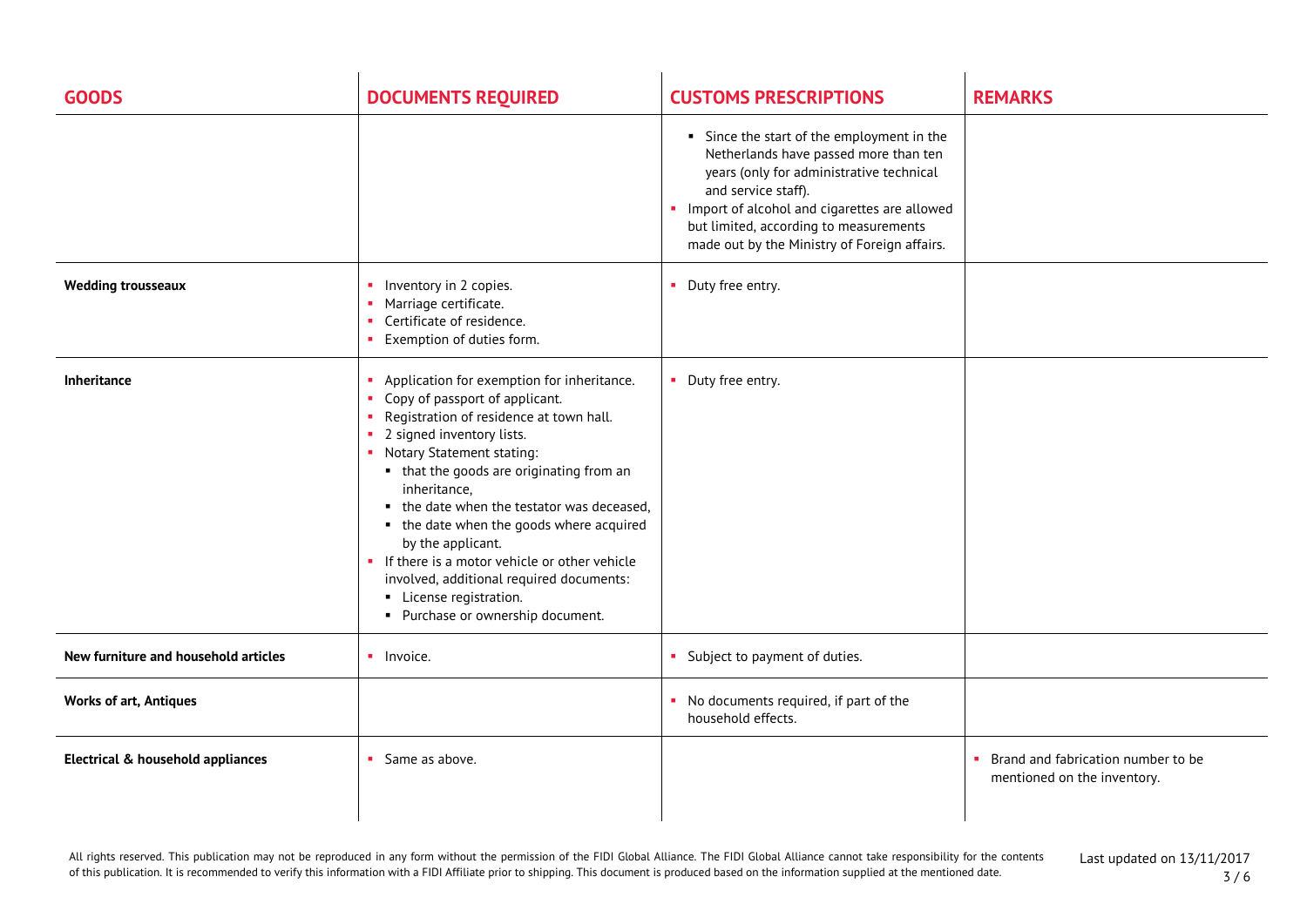| GOODS | DOCUMENTS REQUIRED | CUSTOMS PRESCRIPTIONS | REMARKS |
|---|---|---|---|
| | | ▪ Since the start of the employment in the Netherlands have passed more than ten years (only for administrative technical and service staff).<br>▪ Import of alcohol and cigarettes are allowed but limited, according to measurements made out by the Ministry of Foreign affairs. | |
| **Wedding trousseaux** | ▪ Inventory in 2 copies.<br>▪ Marriage certificate.<br>▪ Certificate of residence.<br>▪ Exemption of duties form. | ▪ Duty free entry. | |
| **Inheritance** | ▪ Application for exemption for inheritance.<br>▪ Copy of passport of applicant.<br>▪ Registration of residence at town hall.<br>▪ 2 signed inventory lists.<br>▪ Notary Statement stating:<br>&nbsp;&nbsp;▪ that the goods are originating from an inheritance,<br>&nbsp;&nbsp;▪ the date when the testator was deceased,<br>&nbsp;&nbsp;▪ the date when the goods where acquired by the applicant.<br>▪ If there is a motor vehicle or other vehicle involved, additional required documents:<br>&nbsp;&nbsp;▪ License registration.<br>&nbsp;&nbsp;▪ Purchase or ownership document. | ▪ Duty free entry. | |
| **New furniture and household articles** | ▪ Invoice. | ▪ Subject to payment of duties. | |
| **Works of art, Antiques** | | ▪ No documents required, if part of the household effects. | |
| **Electrical & household appliances** | ▪ Same as above. | | ▪ Brand and fabrication number to be mentioned on the inventory. |

All rights reserved. This publication may not be reproduced in any form without the permission of the FIDI Global Alliance. The FIDI Global Alliance cannot take responsibility for the contents of this publication. It is recommended to verify this information with a FIDI Affiliate prior to shipping. This document is produced based on the information supplied at the mentioned date.

Last updated on 13/11/2017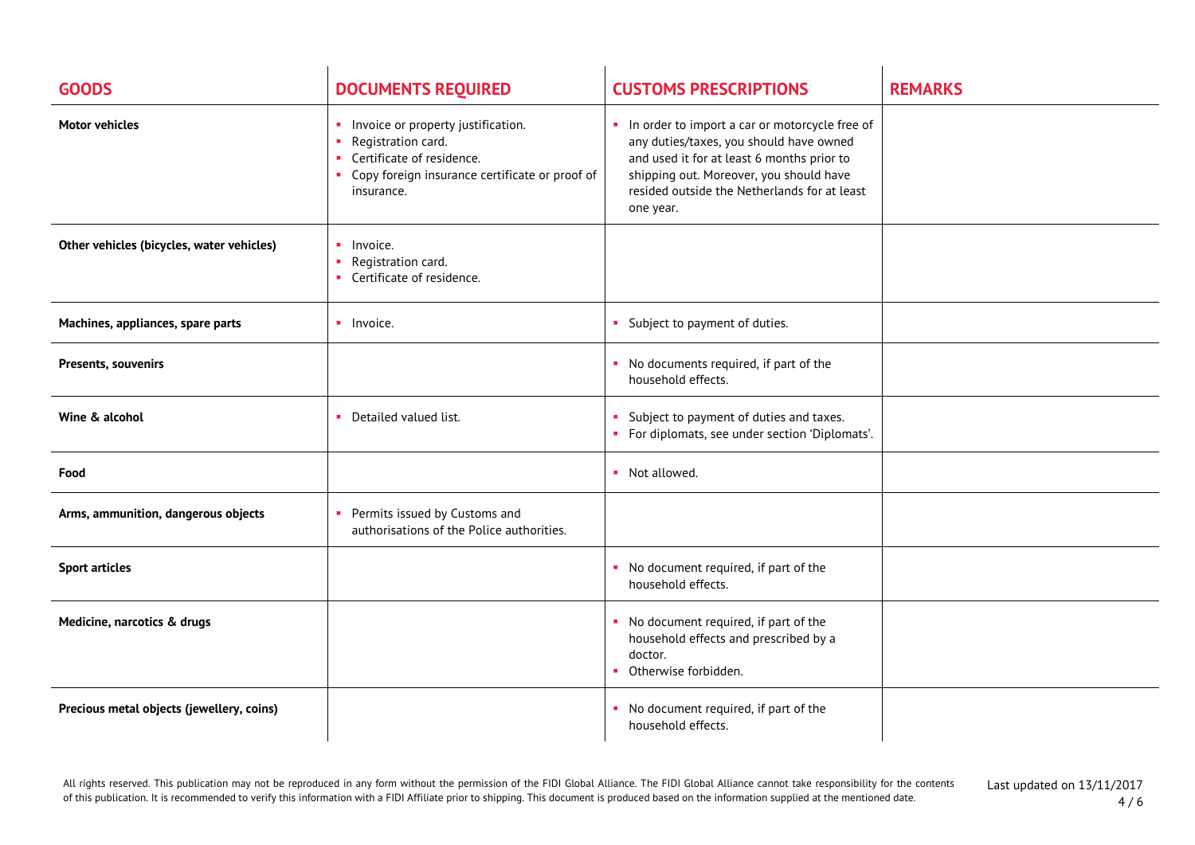| GOODS | DOCUMENTS REQUIRED | CUSTOMS PRESCRIPTIONS | REMARKS |
|---|---|---|---|
| **Motor vehicles** | - Invoice or property justification.<br>- Registration card.<br>- Certificate of residence.<br>- Copy foreign insurance certificate or proof of insurance. | - In order to import a car or motorcycle free of any duties/taxes, you should have owned and used it for at least 6 months prior to shipping out. Moreover, you should have resided outside the Netherlands for at least one year. | |
| **Other vehicles (bicycles, water vehicles)** | - Invoice.<br>- Registration card.<br>- Certificate of residence. | | |
| **Machines, appliances, spare parts** | - Invoice. | - Subject to payment of duties. | |
| **Presents, souvenirs** | | - No documents required, if part of the household effects. | |
| **Wine & alcohol** | - Detailed valued list. | - Subject to payment of duties and taxes.<br>- For diplomats, see under section 'Diplomats'. | |
| **Food** | | - Not allowed. | |
| **Arms, ammunition, dangerous objects** | - Permits issued by Customs and authorisations of the Police authorities. | | |
| **Sport articles** | | - No document required, if part of the household effects. | |
| **Medicine, narcotics & drugs** | | - No document required, if part of the household effects and prescribed by a doctor.<br>- Otherwise forbidden. | |
| **Precious metal objects (jewellery, coins)** | | - No document required, if part of the household effects. | |

All rights reserved. This publication may not be reproduced in any form without the permission of the FIDI Global Alliance. The FIDI Global Alliance cannot take responsibility for the contents of this publication. It is recommended to verify this information with a FIDI Affiliate prior to shipping. This document is produced based on the information supplied at the mentioned date.

Last updated on 13/11/2017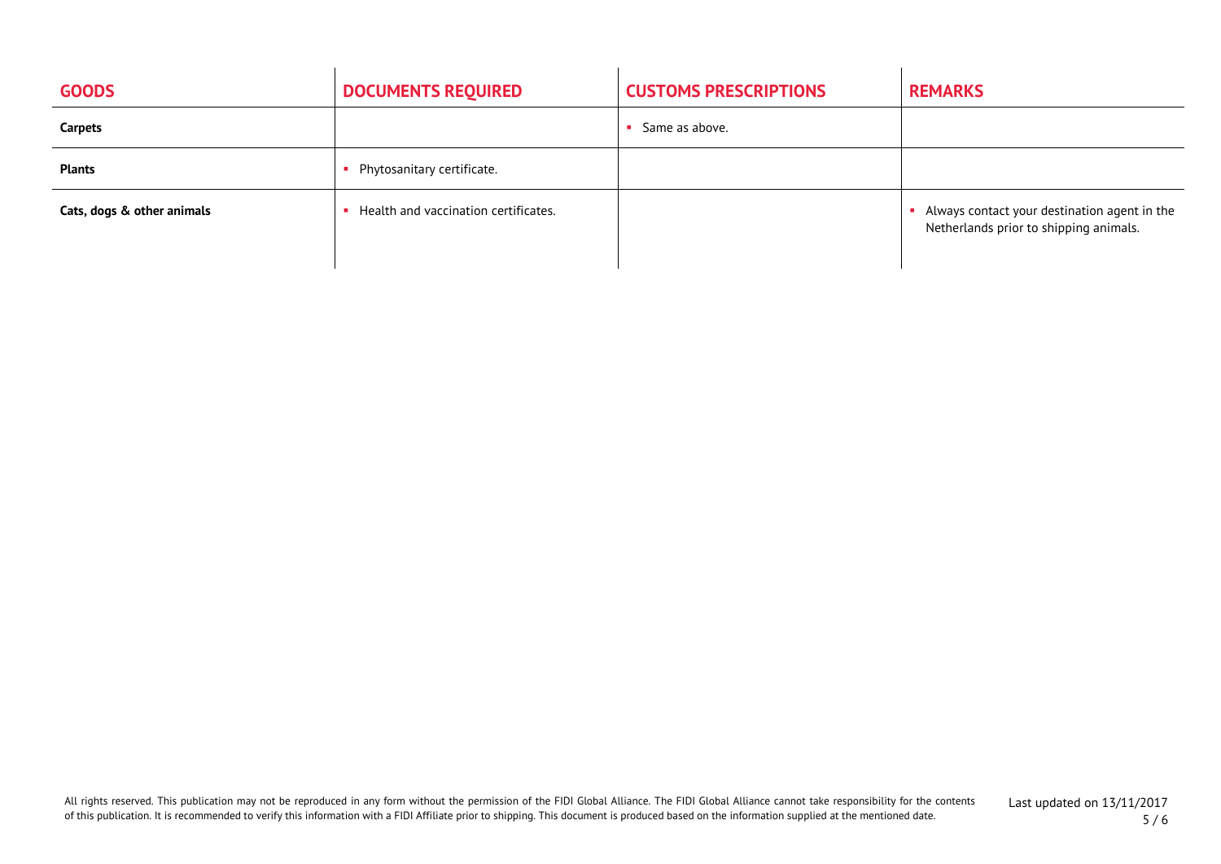| GOODS | DOCUMENTS REQUIRED | CUSTOMS PRESCRIPTIONS | REMARKS |
|---|---|---|---|
| **Carpets** | | - Same as above. | |
| **Plants** | - Phytosanitary certificate. | | |
| **Cats, dogs & other animals** | - Health and vaccination certificates. | | - Always contact your destination agent in the Netherlands prior to shipping animals. |

All rights reserved. This publication may not be reproduced in any form without the permission of the FIDI Global Alliance. The FIDI Global Alliance cannot take responsibility for the contents of this publication. It is recommended to verify this information with a FIDI Affiliate prior to shipping. This document is produced based on the information supplied at the mentioned date.

Last updated on 13/11/2017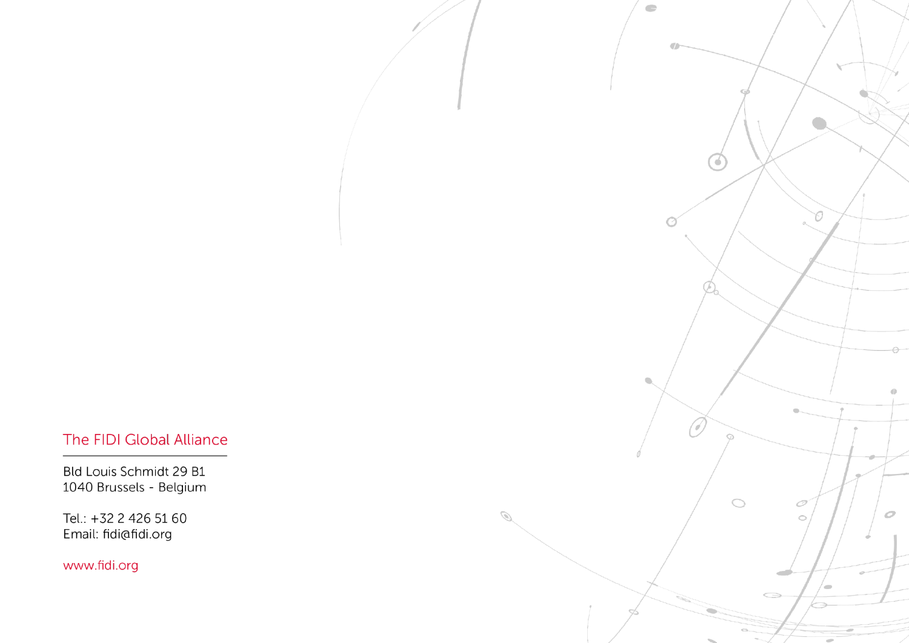The FIDI Global Alliance

Bld Louis Schmidt 29 B1
1040 Brussels - Belgium

Tel.: +32 2 426 51 60
Email: fidi@fidi.org

www.fidi.org